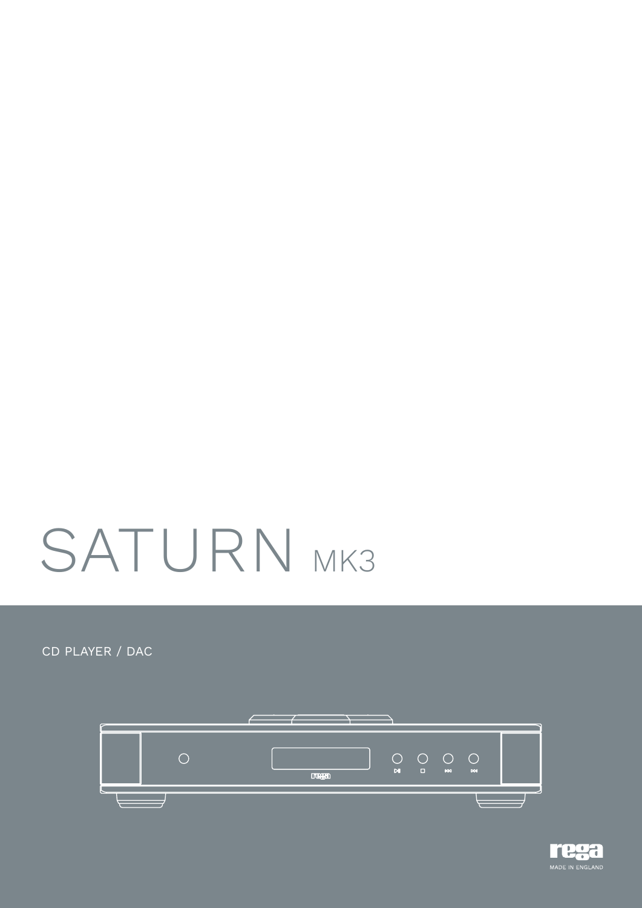# SATURN MK3

CD PLAYER / DAC

MADE IN ENGLAND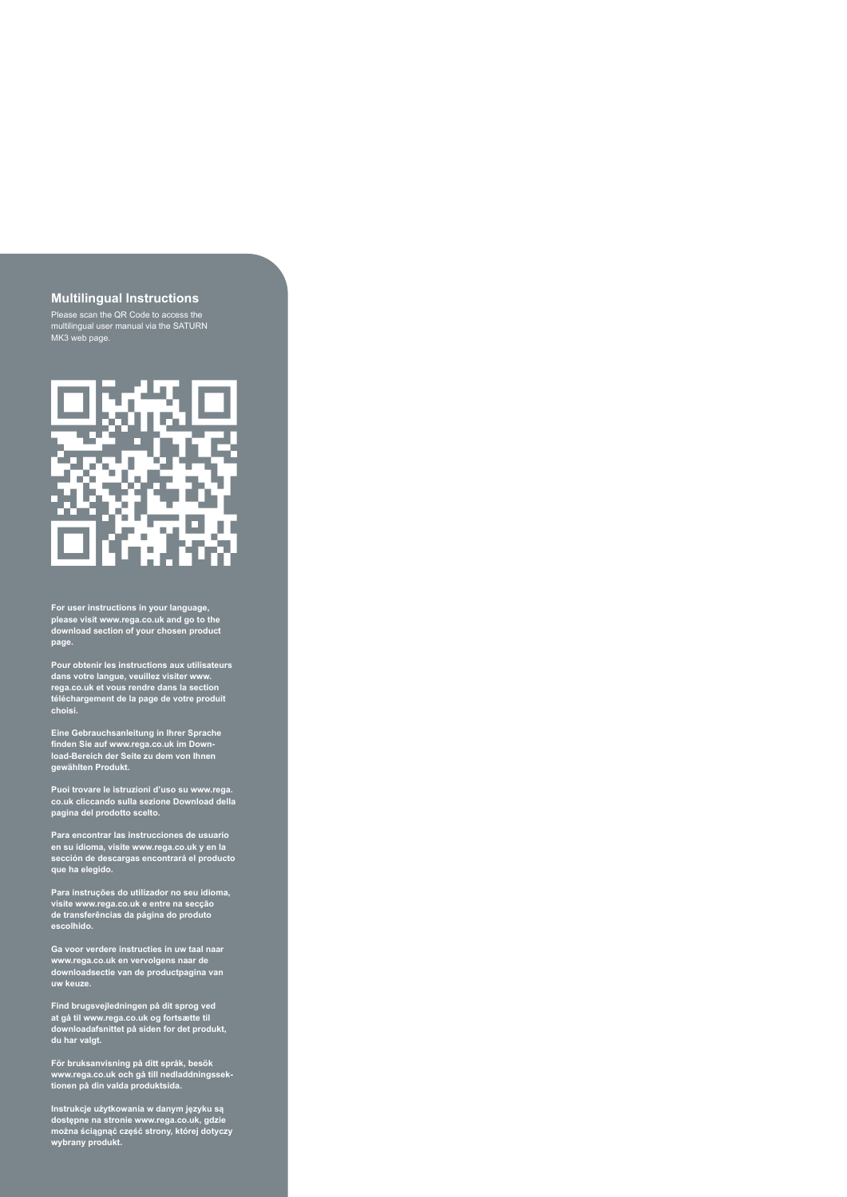## Multilingual Instructions

Please scan the QR Code to access the multilingual user manual via the SATURN MK3 web page.

**For user instructions in your language, please visit www.rega.co.uk and go to the download section of your chosen product page.**

**Pour obtenir les instructions aux utilisateurs dans votre langue, veuillez visiter www.rega.co.uk et vous rendre dans la section téléchargement de la page de votre produit choisi.**

**Eine Gebrauchsanleitung in Ihrer Sprache finden Sie auf www.rega.co.uk im Download-Bereich der Seite zu dem von Ihnen gewählten Produkt.**

**Puoi trovare le istruzioni d'uso su www.rega.co.uk cliccando sulla sezione Download della pagina del prodotto scelto.**

**Para encontrar las instrucciones de usuario en su idioma, visite www.rega.co.uk y en la sección de descargas encontrará el producto que ha elegido.**

**Para instruções do utilizador no seu idioma, visite www.rega.co.uk e entre na secção de transferências da página do produto escolhido.**

**Ga voor verdere instructies in uw taal naar www.rega.co.uk en vervolgens naar de downloadsectie van de productpagina van uw keuze.**

**Find brugsvejledningen på dit sprog ved at gå til www.rega.co.uk og fortsætte til downloadafsnittet på siden for det produkt, du har valgt.**

**För bruksanvisning på ditt språk, besök www.rega.co.uk och gå till nedladdningssektionen på din valda produktsida.**

**Instrukcje użytkowania w danym języku są dostępne na stronie www.rega.co.uk, gdzie można ściągnąć część strony, której dotyczy wybrany produkt.**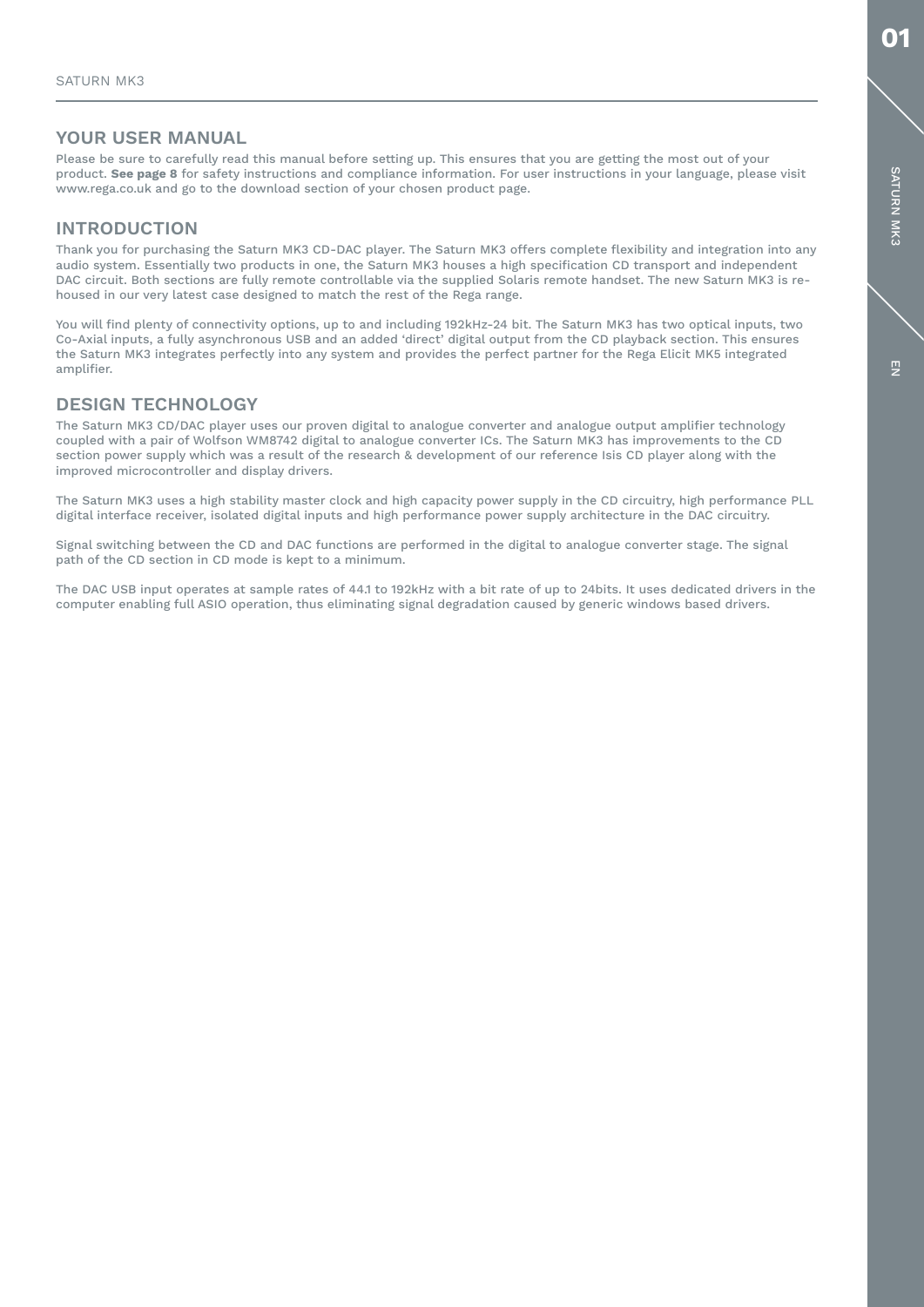## YOUR USER MANUAL

Please be sure to carefully read this manual before setting up. This ensures that you are getting the most out of your product. **See page 8** for safety instructions and compliance information. For user instructions in your language, please visit www.rega.co.uk and go to the download section of your chosen product page.

## INTRODUCTION

Thank you for purchasing the Saturn MK3 CD-DAC player. The Saturn MK3 offers complete flexibility and integration into any audio system. Essentially two products in one, the Saturn MK3 houses a high specification CD transport and independent DAC circuit. Both sections are fully remote controllable via the supplied Solaris remote handset. The new Saturn MK3 is re-housed in our very latest case designed to match the rest of the Rega range.

You will find plenty of connectivity options, up to and including 192kHz-24 bit. The Saturn MK3 has two optical inputs, two Co-Axial inputs, a fully asynchronous USB and an added 'direct' digital output from the CD playback section. This ensures the Saturn MK3 integrates perfectly into any system and provides the perfect partner for the Rega Elicit MK5 integrated amplifier.

## DESIGN TECHNOLOGY

The Saturn MK3 CD/DAC player uses our proven digital to analogue converter and analogue output amplifier technology coupled with a pair of Wolfson WM8742 digital to analogue converter ICs. The Saturn MK3 has improvements to the CD section power supply which was a result of the research & development of our reference Isis CD player along with the improved microcontroller and display drivers.

The Saturn MK3 uses a high stability master clock and high capacity power supply in the CD circuitry, high performance PLL digital interface receiver, isolated digital inputs and high performance power supply architecture in the DAC circuitry.

Signal switching between the CD and DAC functions are performed in the digital to analogue converter stage. The signal path of the CD section in CD mode is kept to a minimum.

The DAC USB input operates at sample rates of 44.1 to 192kHz with a bit rate of up to 24bits. It uses dedicated drivers in the computer enabling full ASIO operation, thus eliminating signal degradation caused by generic windows based drivers.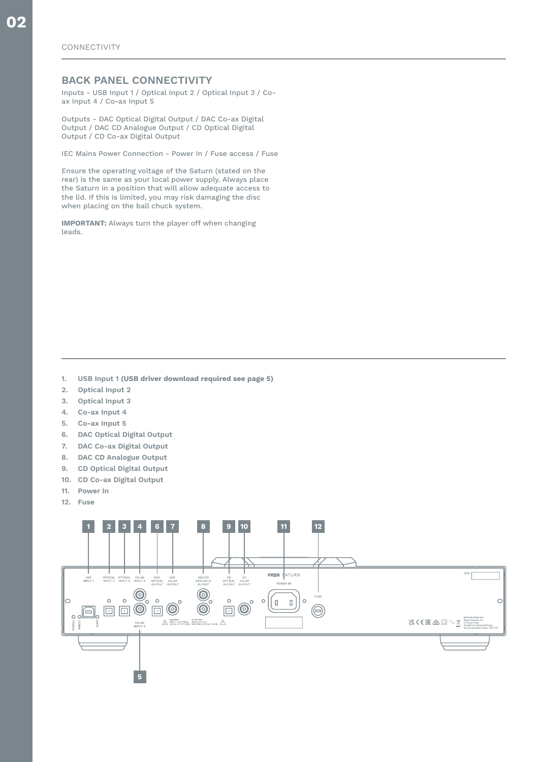CONNECTIVITY

## BACK PANEL CONNECTIVITY

Inputs - USB Input 1 / Optical Input 2 / Optical Input 3 / Co-ax Input 4 / Co-ax Input 5

Outputs - DAC Optical Digital Output / DAC Co-ax Digital Output / DAC CD Analogue Output / CD Optical Digital Output / CD Co-ax Digital Output

IEC Mains Power Connection - Power In / Fuse access / Fuse

Ensure the operating voltage of the Saturn (stated on the rear) is the same as your local power supply. Always place the Saturn in a position that will allow adequate access to the lid. If this is limited, you may risk damaging the disc when placing on the ball chuck system.

**IMPORTANT:** Always turn the player off when changing leads.

1. **USB Input 1 (USB driver download required see page 5)**
2. **Optical Input 2**
3. **Optical Input 3**
4. **Co-ax Input 4**
5. **Co-ax Input 5**
6. **DAC Optical Digital Output**
7. **DAC Co-ax Digital Output**
8. **DAC CD Analogue Output**
9. **CD Optical Digital Output**
10. **CD Co-ax Digital Output**
11. **Power In**
12. **Fuse**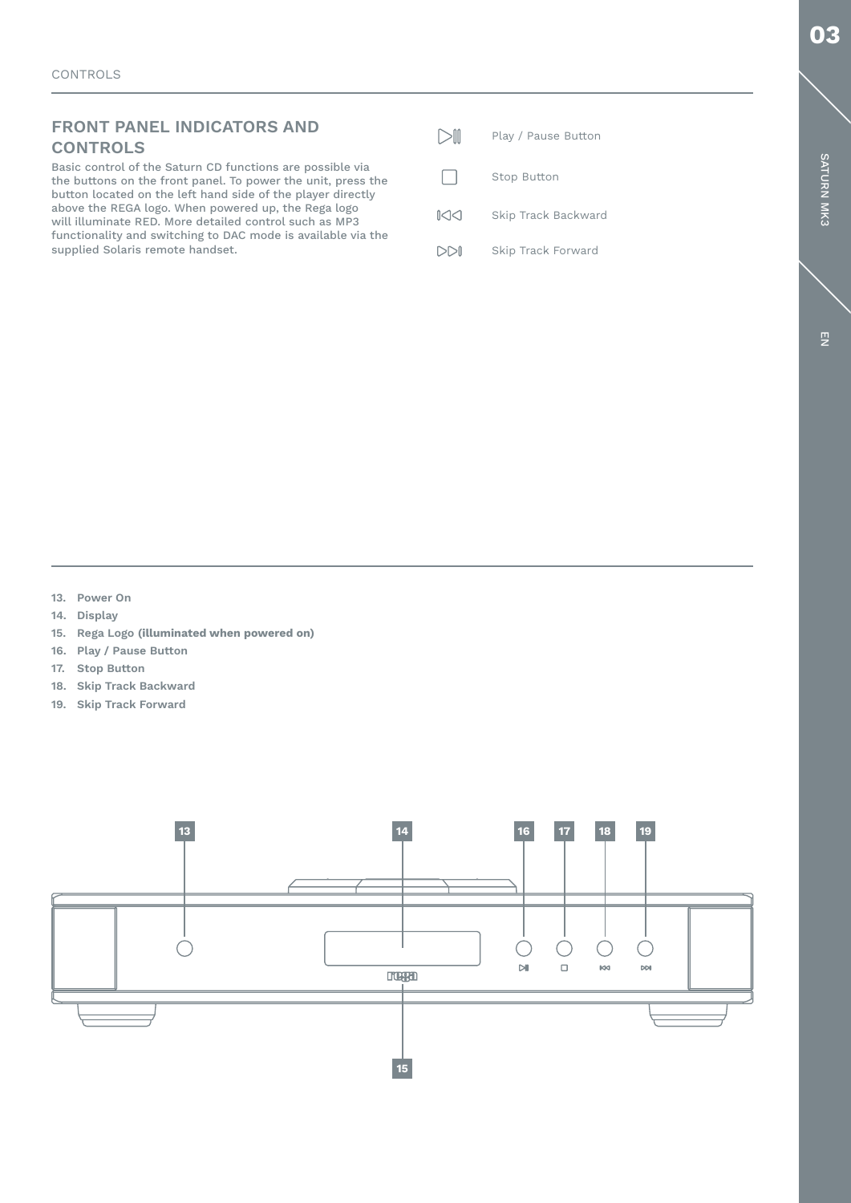CONTROLS

## FRONT PANEL INDICATORS AND CONTROLS

Basic control of the Saturn CD functions are possible via the buttons on the front panel. To power the unit, press the button located on the left hand side of the player directly above the REGA logo. When powered up, the Rega logo will illuminate RED. More detailed control such as MP3 functionality and switching to DAC mode is available via the supplied Solaris remote handset.

| Icon | Function |
|---|---|
| ▷॥ | Play / Pause Button |
| ☐ | Stop Button |
| ⏮ | Skip Track Backward |
| ⏭ | Skip Track Forward |

13. **Power On**
14. **Display**
15. **Rega Logo (illuminated when powered on)**
16. **Play / Pause Button**
17. **Stop Button**
18. **Skip Track Backward**
19. **Skip Track Forward**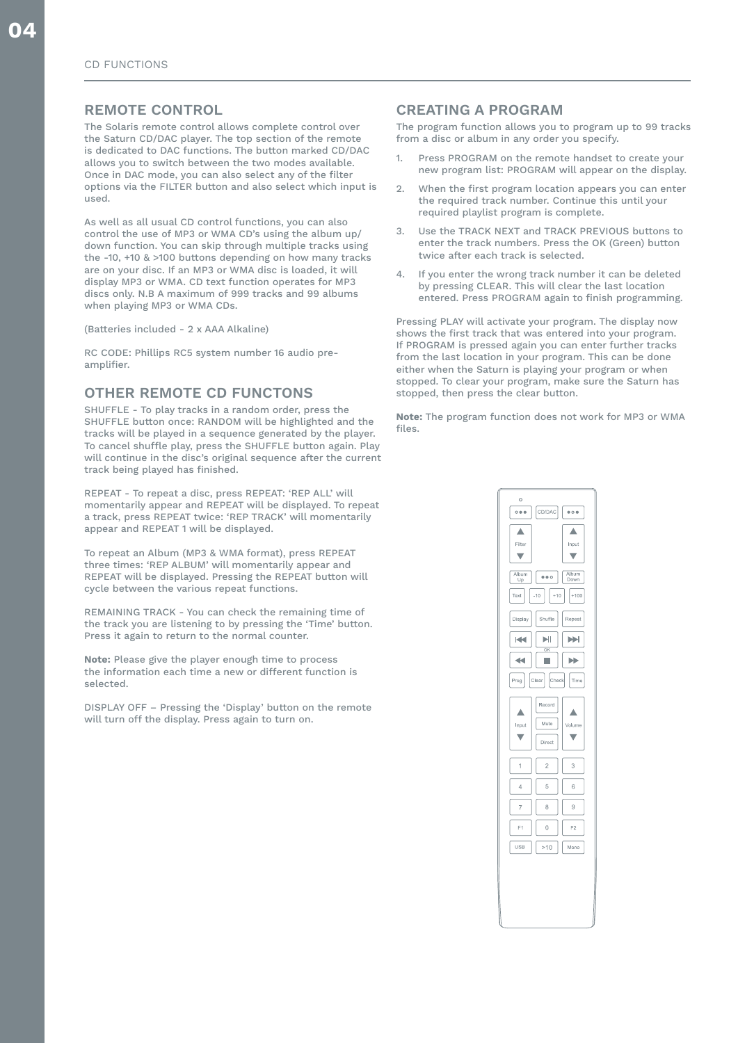## REMOTE CONTROL

The Solaris remote control allows complete control over the Saturn CD/DAC player. The top section of the remote is dedicated to DAC functions. The button marked CD/DAC allows you to switch between the two modes available. Once in DAC mode, you can also select any of the filter options via the FILTER button and also select which input is used.

As well as all usual CD control functions, you can also control the use of MP3 or WMA CD's using the album up/down function. You can skip through multiple tracks using the -10, +10 & >100 buttons depending on how many tracks are on your disc. If an MP3 or WMA disc is loaded, it will display MP3 or WMA. CD text function operates for MP3 discs only. N.B A maximum of 999 tracks and 99 albums when playing MP3 or WMA CDs.

(Batteries included - 2 x AAA Alkaline)

RC CODE: Phillips RC5 system number 16 audio pre-amplifier.

## OTHER REMOTE CD FUNCTONS

SHUFFLE - To play tracks in a random order, press the SHUFFLE button once: RANDOM will be highlighted and the tracks will be played in a sequence generated by the player. To cancel shuffle play, press the SHUFFLE button again. Play will continue in the disc's original sequence after the current track being played has finished.

REPEAT - To repeat a disc, press REPEAT: 'REP ALL' will momentarily appear and REPEAT will be displayed. To repeat a track, press REPEAT twice: 'REP TRACK' will momentarily appear and REPEAT 1 will be displayed.

To repeat an Album (MP3 & WMA format), press REPEAT three times: 'REP ALBUM' will momentarily appear and REPEAT will be displayed. Pressing the REPEAT button will cycle between the various repeat functions.

REMAINING TRACK - You can check the remaining time of the track you are listening to by pressing the 'Time' button. Press it again to return to the normal counter.

**Note:** Please give the player enough time to process the information each time a new or different function is selected.

DISPLAY OFF – Pressing the 'Display' button on the remote will turn off the display. Press again to turn on.

## CREATING A PROGRAM

The program function allows you to program up to 99 tracks from a disc or album in any order you specify.

1. Press PROGRAM on the remote handset to create your new program list: PROGRAM will appear on the display.
2. When the first program location appears you can enter the required track number. Continue this until your required playlist program is complete.
3. Use the TRACK NEXT and TRACK PREVIOUS buttons to enter the track numbers. Press the OK (Green) button twice after each track is selected.
4. If you enter the wrong track number it can be deleted by pressing CLEAR. This will clear the last location entered. Press PROGRAM again to finish programming.

Pressing PLAY will activate your program. The display now shows the first track that was entered into your program. If PROGRAM is pressed again you can enter further tracks from the last location in your program. This can be done either when the Saturn is playing your program or when stopped. To clear your program, make sure the Saturn has stopped, then press the clear button.

**Note:** The program function does not work for MP3 or WMA files.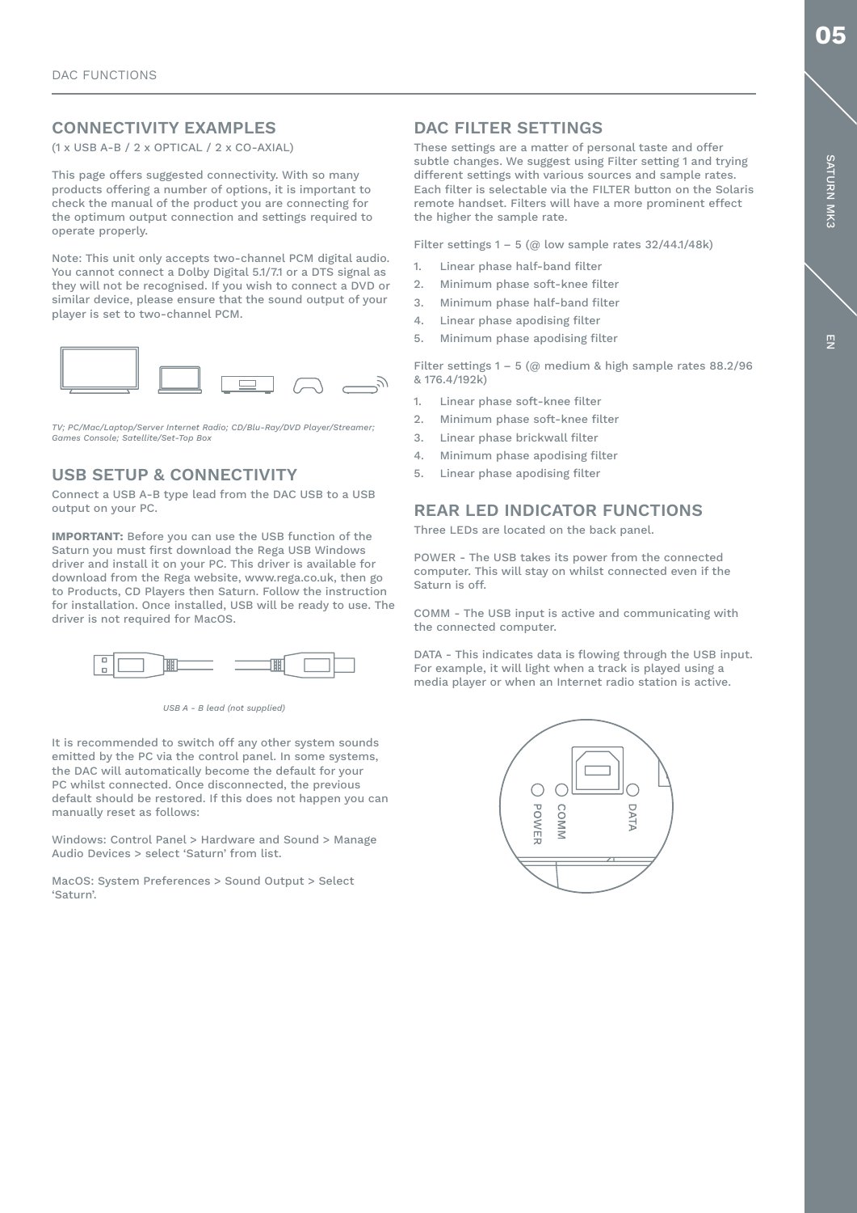## CONNECTIVITY EXAMPLES

(1 x USB A-B / 2 x OPTICAL / 2 x CO-AXIAL)

This page offers suggested connectivity. With so many products offering a number of options, it is important to check the manual of the product you are connecting for the optimum output connection and settings required to operate properly.

Note: This unit only accepts two-channel PCM digital audio. You cannot connect a Dolby Digital 5.1/7.1 or a DTS signal as they will not be recognised. If you wish to connect a DVD or similar device, please ensure that the sound output of your player is set to two-channel PCM.

*TV; PC/Mac/Laptop/Server Internet Radio; CD/Blu-Ray/DVD Player/Streamer; Games Console; Satellite/Set-Top Box*

## USB SETUP & CONNECTIVITY

Connect a USB A-B type lead from the DAC USB to a USB output on your PC.

**IMPORTANT:** Before you can use the USB function of the Saturn you must first download the Rega USB Windows driver and install it on your PC. This driver is available for download from the Rega website, www.rega.co.uk, then go to Products, CD Players then Saturn. Follow the instruction for installation. Once installed, USB will be ready to use. The driver is not required for MacOS.

*USB A - B lead (not supplied)*

It is recommended to switch off any other system sounds emitted by the PC via the control panel. In some systems, the DAC will automatically become the default for your PC whilst connected. Once disconnected, the previous default should be restored. If this does not happen you can manually reset as follows:

Windows: Control Panel > Hardware and Sound > Manage Audio Devices > select ‘Saturn’ from list.

MacOS: System Preferences > Sound Output > Select ‘Saturn’.

## DAC FILTER SETTINGS

These settings are a matter of personal taste and offer subtle changes. We suggest using Filter setting 1 and trying different settings with various sources and sample rates. Each filter is selectable via the FILTER button on the Solaris remote handset. Filters will have a more prominent effect the higher the sample rate.

Filter settings 1 – 5 (@ low sample rates 32/44.1/48k)

1. Linear phase half-band filter
2. Minimum phase soft-knee filter
3. Minimum phase half-band filter
4. Linear phase apodising filter
5. Minimum phase apodising filter

Filter settings 1 – 5 (@ medium & high sample rates 88.2/96 & 176.4/192k)

1. Linear phase soft-knee filter
2. Minimum phase soft-knee filter
3. Linear phase brickwall filter
4. Minimum phase apodising filter
5. Linear phase apodising filter

## REAR LED INDICATOR FUNCTIONS

Three LEDs are located on the back panel.

POWER - The USB takes its power from the connected computer. This will stay on whilst connected even if the Saturn is off.

COMM - The USB input is active and communicating with the connected computer.

DATA - This indicates data is flowing through the USB input. For example, it will light when a track is played using a media player or when an Internet radio station is active.

POWER COMM DATA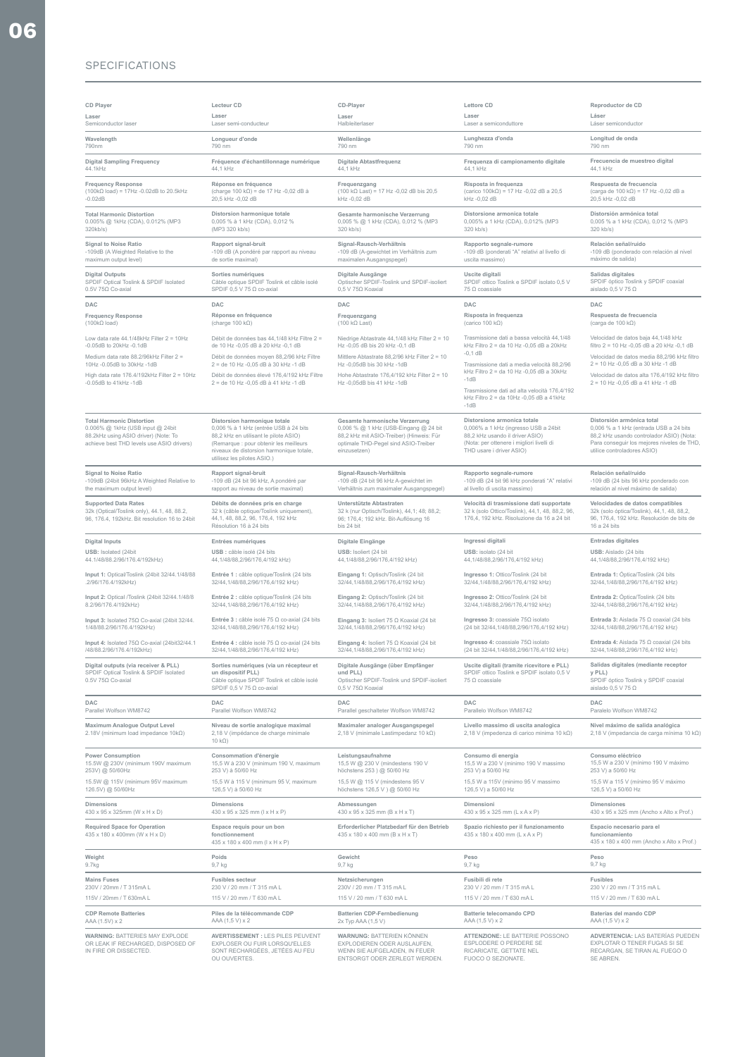# SPECIFICATIONS

| CD Player | Lecteur CD | CD-Player | Lettore CD | Reproductor de CD |
|---|---|---|---|---|
| **Laser**<br>Semiconductor laser | **Laser**<br>Laser semi-conducteur | **Laser**<br>Halbleiterlaser | **Laser**<br>Laser a semiconduttore | **Láser**<br>Láser semiconductor |
| **Wavelength**<br>790nm | **Longueur d'onde**<br>790 nm | **Wellenlänge**<br>790 nm | **Lunghezza d'onda**<br>790 nm | **Longitud de onda**<br>790 nm |
| **Digital Sampling Frequency**<br>44.1kHz | **Fréquence d'échantillonnage numérique**<br>44,1 kHz | **Digitale Abtastfrequenz**<br>44,1 kHz | **Frequenza di campionamento digitale**<br>44,1 kHz | **Frecuencia de muestreo digital**<br>44,1 kHz |
| **Frequency Response**<br>(100kΩ load) = 17Hz -0.02dB to 20.5kHz -0.02dB | **Réponse en fréquence**<br>(charge 100 kΩ) = de 17 Hz -0,02 dB à 20,5 kHz -0,02 dB | **Frequenzgang**<br>(100 kΩ Last) = 17 Hz -0,02 dB bis 20,5 kHz -0,02 dB | **Risposta in frequenza**<br>(carico 100kΩ) = 17 Hz -0,02 dB a 20,5 kHz -0,02 dB | **Respuesta de frecuencia**<br>(carga de 100 kΩ) = 17 Hz -0,02 dB a 20,5 kHz -0,02 dB |
| **Total Harmonic Distortion**<br>0.005% @ 1kHz (CDA), 0.012% (MP3 320kb/s) | **Distorsion harmonique totale**<br>0,005 % à 1 kHz (CDA), 0,012 % (MP3 320 kb/s) | **Gesamte harmonische Verzerrung**<br>0,005 % @ 1 kHz (CDA), 0,012 % (MP3 320 kb/s) | **Distorsione armonica totale**<br>0,005% a 1 kHz (CDA), 0,012% (MP3 320 kb/s) | **Distorsión armónica total**<br>0,005 % a 1 kHz (CDA), 0,012 % (MP3 320 kb/s) |
| **Signal to Noise Ratio**<br>-109dB (A Weighted Relative to the maximum output level) | **Rapport signal-bruit**<br>-109 dB (A pondéré par rapport au niveau de sortie maximal) | **Signal-Rausch-Verhältnis**<br>-109 dB (A-gewichtet im Verhältnis zum maximalen Ausgangspegel) | **Rapporto segnale-rumore**<br>-109 dB (ponderati "A" relativi al livello di uscita massimo) | **Relación señal/ruido**<br>-109 dB (ponderado con relación al nivel máximo de salida) |
| **Digital Outputs**<br>SPDIF Optical Toslink & SPDIF Isolated 0.5V 75Ω Co-axial | **Sorties numériques**<br>Câble optique SPDIF Toslink et câble isolé SPDIF 0,5 V 75 Ω co-axial | **Digitale Ausgänge**<br>Optischer SPDIF-Toslink und SPDIF-isoliert 0,5 V 75Ω Koaxial | **Uscite digitali**<br>SPDIF ottico Toslink e SPDIF isolato 0,5 V 75 Ω coassiale | **Salidas digitales**<br>SPDIF óptico Toslink y SPDIF coaxial aislado 0,5 V 75 Ω |
| **DAC** | **DAC** | **DAC** | **DAC** | **DAC** |
| **Frequency Response**<br>(100kΩ load)<br><br>Low data rate 44.1/48kHz Filter 2 = 10Hz -0.05dB to 20kHz -0.1dB<br><br>Medium data rate 88.2/96kHz Filter 2 = 10Hz -0.05dB to 30kHz -1dB<br><br>High data rate 176.4/192kHz Filter 2 = 10Hz -0.05dB to 41kHz -1dB | **Réponse en fréquence**<br>(charge 100 kΩ)<br><br>Débit de données bas 44,1/48 kHz Filtre 2 = de 10 Hz -0,05 dB à 20 kHz -0,1 dB<br><br>Débit de données moyen 88,2/96 kHz Filtre 2 = de 10 Hz -0,05 dB à 30 kHz -1 dB<br><br>Débit de données élevé 176,4/192 kHz Filtre 2 = de 10 Hz -0,05 dB à 41 kHz -1 dB | **Frequenzgang**<br>(100 kΩ Last)<br><br>Niedrige Abtastrate 44,1/48 kHz Filter 2 = 10 Hz -0,05 dB bis 20 kHz -0,1 dB<br><br>Mittlere Abtastrate 88,2/96 kHz Filter 2 = 10 Hz -0,05dB bis 30 kHz -1dB<br><br>Hohe Abtastrate 176,4/192 kHz Filter 2 = 10 Hz -0,05dB bis 41 kHz -1dB | **Risposta in frequenza**<br>(carico 100 kΩ)<br><br>Trasmissione dati a bassa velocità 44,1/48 kHz Filtro 2 = da 10 Hz -0,05 dB a 20kHz -0,1 dB<br><br>Trasmissione dati a media velocità 88,2/96 kHz Filtro 2 = da 10 Hz -0,05 dB a 30kHz -1dB<br><br>Trasmissione dati ad alta velocità 176,4/192 kHz Filtro 2 = da 10Hz -0,05 dB a 41kHz -1dB | **Respuesta de frecuencia**<br>(carga de 100 kΩ)<br><br>Velocidad de datos baja 44,1/48 kHz filtro 2 = 10 Hz -0,05 dB a 20 kHz -0,1 dB<br><br>Velocidad de datos media 88,2/96 kHz filtro 2 = 10 Hz -0,05 dB a 30 kHz -1 dB<br><br>Velocidad de datos alta 176,4/192 kHz filtro 2 = 10 Hz -0,05 dB a 41 kHz -1 dB |
| **Total Harmonic Distortion**<br>0.006% @ 1kHz (USB input @ 24bit 88.2kHz using ASIO driver) (Note: To achieve best THD levels use ASIO drivers) | **Distorsion harmonique totale**<br>0,006 % à 1 kHz (entrée USB à 24 bits 88,2 kHz en utilisant le pilote ASIO) (Remarque : pour obtenir les meilleurs niveaux de distorsion harmonique totale, utilisez les pilotes ASIO.) | **Gesamte harmonische Verzerrung**<br>0,006 % @ 1 kHz (USB-Eingang @ 24 bit 88,2 kHz mit ASIO-Treiber) (Hinweis: Für optimale THD-Pegel sind ASIO-Treiber einzusetzen) | **Distorsione armonica totale**<br>0,006% a 1 kHz (ingresso USB a 24bit 88,2 kHz usando il driver ASIO) (Nota: per ottenere i migliori livelli di THD usare i driver ASIO) | **Distorsión armónica total**<br>0,006 % a 1 kHz (entrada USB a 24 bits 88,2 kHz usando controlador ASIO) (Nota: Para conseguir los mejores niveles de THD, utilice controladores ASIO) |
| **Signal to Noise Ratio**<br>-109dB (24bit 96kHz A Weighted Relative to the maximum output level) | **Rapport signal-bruit**<br>-109 dB (24 bit 96 kHz, A pondéré par rapport au niveau de sortie maximal) | **Signal-Rausch-Verhältnis**<br>-109 dB (24 bit 96 kHz A-gewichtet im Verhältnis zum maximaler Ausgangspegel) | **Rapporto segnale-rumore**<br>-109 dB (24 bit 96 kHz ponderati "A" relativi al livello di uscita massimo) | **Relación señal/ruido**<br>-109 dB (24 bits 96 kHz ponderado con relación al nivel máximo de salida) |
| **Supported Data Rates**<br>32k (Optical/Toslink only), 44.1, 48, 88.2, 96, 176.4, 192kHz. Bit resolution 16 to 24bit | **Débits de données pris en charge**<br>32 k (câble optique/Toslink uniquement), 44,1, 48, 88,2, 96, 176,4, 192 kHz Résolution 16 à 24 bits | **Unterstützte Abtastraten**<br>32 k (nur Optisch/Toslink), 44,1; 48; 88,2; 96; 176,4; 192 kHz. Bit-Auflösung 16 bis 24 bit | **Velocità di trasmissione dati supportate**<br>32 k (solo Ottico/Toslink), 44,1, 48, 88,2, 96, 176,4, 192 kHz. Risoluzione da 16 a 24 bit | **Velocidades de datos compatibles**<br>32k (solo óptica/Toslink), 44,1, 48, 88,2, 96, 176,4, 192 kHz. Resolución de bits de 16 a 24 bits |
| **Digital Inputs**<br>**USB:** Isolated (24bit 44.1/48/88.2/96/176.4/192kHz)<br><br>**Input 1:** Optical/Toslink (24bit 32/44.1/48/88 .2/96/176.4/192kHz)<br><br>**Input 2:** Optical /Toslink (24bit 32/44.1/48/8 8.2/96/176.4/192kHz)<br><br>**Input 3:** Isolated 75Ω Co-axial (24bit 32/44. 1/48/88.2/96/176.4/192kHz)<br><br>**Input 4:** Isolated 75Ω Co-axial (24bit32/44.1 /48/88.2/96/176.4/192kHz) | **Entrées numériques**<br>**USB :** câble isolé (24 bits 44,1/48/88,2/96/176,4/192 kHz)<br><br>**Entrée 1 :** câble optique/Toslink (24 bits 32/44,1/48/88,2/96/176,4/192 kHz)<br><br>**Entrée 2 :** câble optique/Toslink (24 bits 32/44,1/48/88,2/96/176,4/192 kHz)<br><br>**Entrée 3 :** câble isolé 75 Ω co-axial (24 bits 32/44,1/48/88,2/96/176,4/192 kHz)<br><br>**Entrée 4 :** câble isolé 75 Ω co-axial (24 bits 32/44,1/48/88,2/96/176,4/192 kHz) | **Digitale Eingänge**<br>**USB:** Isoliert (24 bit 44,1/48/88,2/96/176,4/192 kHz)<br><br>**Eingang 1:** Optisch/Toslink (24 bit 32/44,1/48/88,2/96/176,4/192 kHz)<br><br>**Eingang 2:** Optisch/Toslink (24 bit 32/44,1/48/88,2/96/176,4/192 kHz)<br><br>**Eingang 3:** Isoliert 75 Ω Koaxial (24 bit 32/44,1/48/88,2/96/176,4/192 kHz)<br><br>**Eingang 4:** Isoliert 75 Ω Koaxial (24 bit 32/44,1/48/88,2/96/176,4/192 kHz) | **Ingressi digitali**<br>**USB:** isolato (24 bit 44,1/48/88,2/96/176,4/192 kHz)<br><br>**Ingresso 1:** Ottico/Toslink (24 bit 32/44,1/48/88,2/96/176,4/192 kHz)<br><br>**Ingresso 2:** Ottico/Toslink (24 bit 32/44,1/48/88,2/96/176,4/192 kHz)<br><br>**Ingresso 3:** coassiale 75Ω isolato (24 bit 32/44,1/48/88,2/96/176,4/192 kHz)<br><br>**Ingresso 4:** coassiale 75Ω isolato (24 bit 32/44,1/48/88,2/96/176,4/192 kHz) | **Entradas digitales**<br>**USB:** Aislado (24 bits 44,1/48/88,2/96/176,4/192 kHz)<br><br>**Entrada 1:** Óptica/Toslink (24 bits 32/44,1/48/88,2/96/176,4/192 kHz)<br><br>**Entrada 2:** Óptica/Toslink (24 bits 32/44,1/48/88,2/96/176,4/192 kHz)<br><br>**Entrada 3:** Aislada 75 Ω coaxial (24 bits 32/44,1/48/88,2/96/176,4/192 kHz)<br><br>**Entrada 4:** Aislada 75 Ω coaxial (24 bits 32/44,1/48/88,2/96/176,4/192 kHz) |
| **Digital outputs (via receiver & PLL)**<br>SPDIF Optical Toslink & SPDIF Isolated 0.5V 75Ω Co-axial | **Sorties numériques (via un récepteur et un dispositif PLL)**<br>Câble optique SPDIF Toslink et câble isolé SPDIF 0,5 V 75 Ω co-axial | **Digitale Ausgänge (über Empfänger und PLL)**<br>Optischer SPDIF-Toslink und SPDIF-isoliert 0,5 V 75Ω Koaxial | **Uscite digitali (tramite ricevitore e PLL)**<br>SPDIF ottico Toslink e SPDIF isolato 0,5 V 75 Ω coassiale | **Salidas digitales (mediante receptor y PLL)**<br>SPDIF óptico Toslink y SPDIF coaxial aislado 0,5 V 75 Ω |
| **DAC**<br>Parallel Wolfson WM8742 | **DAC**<br>Parallel Wolfson WM8742 | **DAC**<br>Parallel geschalteter Wolfson WM8742 | **DAC**<br>Parallelo Wolfson WM8742 | **DAC**<br>Paralelo Wolfson WM8742 |
| **Maximum Analogue Output Level**<br>2.18V (minimum load impedance 10kΩ) | **Niveau de sortie analogique maximal**<br>2,18 V (impédance de charge minimale 10 kΩ) | **Maximaler analoger Ausgangspegel**<br>2,18 V (minimale Lastimpedanz 10 kΩ) | **Livello massimo di uscita analogica**<br>2,18 V (impedenza di carico minima 10 kΩ) | **Nivel máximo de salida analógica**<br>2,18 V (impedancia de carga mínima 10 kΩ) |
| **Power Consumption**<br>15.5W @ 230V (minimum 190V maximum 253V) @ 50/60Hz<br><br>15.5W @ 115V (minimum 95V maximum 126.5V) @ 50/60Hz | **Consommation d'énergie**<br>15,5 W à 230 V (minimum 190 V, maximum 253 V) à 50/60 Hz<br><br>15,5 W à 115 V (minimum 95 V, maximum 126,5 V) à 50/60 Hz | **Leistungsaufnahme**<br>15,5 W @ 230 V (mindestens 190 V höchstens 253 ) @ 50/60 Hz<br><br>15,5 W @ 115 V (mindestens 95 V höchstens 126,5 V ) @ 50/60 Hz | **Consumo di energia**<br>15,5 W a 230 V (minimo 190 V massimo 253 V) a 50/60 Hz<br><br>15,5 W a 115V (minimo 95 V massimo 126,5 V) a 50/60 Hz | **Consumo eléctrico**<br>15,5 W a 230 V (mínimo 190 V máximo 253 V) a 50/60 Hz<br><br>15,5 W a 115 V (mínimo 95 V máximo 126,5 V) a 50/60 Hz |
| **Dimensions**<br>430 x 95 x 325mm (W x H x D) | **Dimensions**<br>430 x 95 x 325 mm (l x H x P) | **Abmessungen**<br>430 x 95 x 325 mm (B x H x T) | **Dimensioni**<br>430 x 95 x 325 mm (L x A x P) | **Dimensiones**<br>430 x 95 x 325 mm (Ancho x Alto x Prof.) |
| **Required Space for Operation**<br>435 x 180 x 400mm (W x H x D) | **Espace requis pour un bon fonctionnement**<br>435 x 180 x 400 mm (l x H x P) | **Erforderlicher Platzbedarf für den Betrieb**<br>435 x 180 x 400 mm (B x H x T) | **Spazio richiesto per il funzionamento**<br>435 x 180 x 400 mm (L x A x P) | **Espacio necesario para el funcionamiento**<br>435 x 180 x 400 mm (Ancho x Alto x Prof.) |
| **Weight**<br>9.7kg | **Poids**<br>9,7 kg | **Gewicht**<br>9,7 kg | **Peso**<br>9,7 kg | **Peso**<br>9,7 kg |
| **Mains Fuses**<br>230V / 20mm / T 315mA L<br><br>115V / 20mm / T 630mA L | **Fusibles secteur**<br>230 V / 20 mm / T 315 mA L<br><br>115 V / 20 mm / T 630 mA L | **Netzsicherungen**<br>230V / 20 mm / T 315 mA L<br><br>115 V / 20 mm / T 630 mA L | **Fusibili di rete**<br>230 V / 20 mm / T 315 mA L<br><br>115 V / 20 mm / T 630 mA L | **Fusibles**<br>230 V / 20 mm / T 315 mA L<br><br>115 V / 20 mm / T 630 mA L |
| **CDP Remote Batteries**<br>AAA (1.5V) x 2 | **Piles de la télécommande CDP**<br>AAA (1,5 V) x 2 | **Batterien CDP-Fernbedienung**<br>2x Typ AAA (1,5 V) | **Batterie telecomando CPD**<br>AAA (1,5 V) x 2 | **Baterías del mando CDP**<br>AAA (1,5 V) x 2 |
| **WARNING:** BATTERIES MAY EXPLODE OR LEAK IF RECHARGED, DISPOSED OF IN FIRE OR DISSECTED. | **AVERTISSEMENT :** LES PILES PEUVENT EXPLOSER OU FUIR LORSQU'ELLES SONT RECHARGÉES, JETÉES AU FEU OU OUVERTES. | **WARNUNG:** BATTERIEN KÖNNEN EXPLODIEREN ODER AUSLAUFEN, WENN SIE AUFGELADEN, IN FEUER ENTSORGT ODER ZERLEGT WERDEN. | **ATTENZIONE:** LE BATTERIE POSSONO ESPLODERE O PERDERE SE RICARICATE, GETTATE NEL FUOCO O SEZIONATE. | **ADVERTENCIA:** LAS BATERÍAS PUEDEN EXPLOTAR O TENER FUGAS SI SE RECARGAN, SE TIRAN AL FUEGO O SE ABREN. |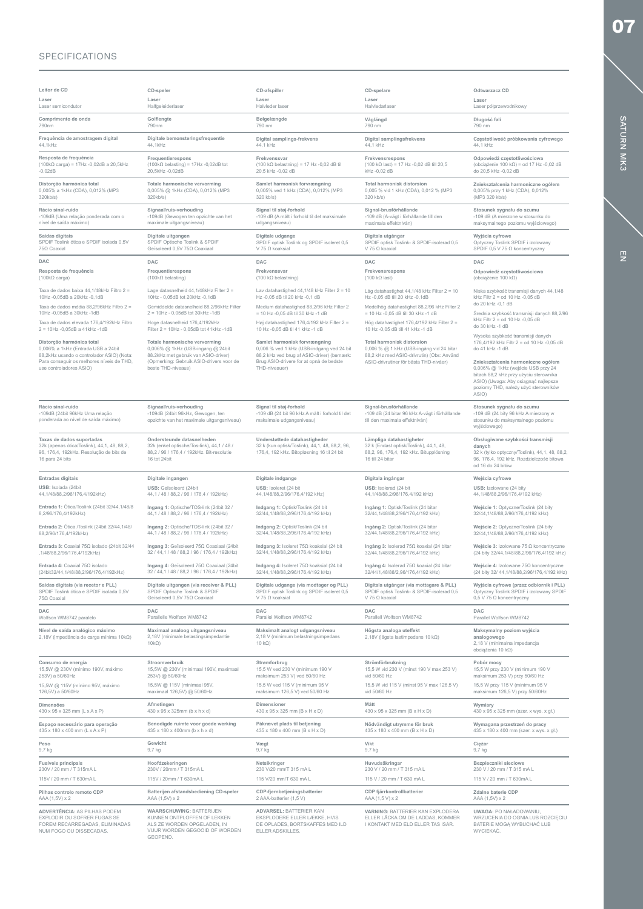# SPECIFICATIONS

## Leitor de CD

**Laser**
Laser semicondutor

**Comprimento de onda**
790nm

**Frequência de amostragem digital**
44,1kHz

**Resposta de frequência**
(100kΩ carga) = 17Hz -0,02dB a 20,5kHz -0,02dB

**Distorção harmónica total**
0,005% a 1kHz (CDA), 0,012% (MP3 320kb/s)

**Rácio sinal-ruído**
-109dB (Uma relação ponderada com o nível de saída máximo)

**Saídas digitais**
SPDIF Toslink ótica e SPDIF isolada 0,5V 75Ω Coaxial

**DAC**

**Resposta de frequência**
(100kΩ carga)

Taxa de dados baixa 44,1/48kHz Filtro 2 = 10Hz -0,05dB a 20kHz -0,1dB

Taxa de dados média 88,2/96kHz Filtro 2 = 10Hz -0,05dB a 30kHz -1dB

Taxa de dados elevada 176,4/192kHz Filtro 2 = 10Hz -0,05dB a 41kHz -1dB

**Distorção harmónica total**
0,006% a 1kHz (Entrada USB a 24bit 88,2kHz usando o controlador ASIO) (Nota: Para conseguir os melhores níveis de THD, use controladores ASIO)

**Rácio sinal-ruído**
-109dB (24bit 96kHz Uma relação ponderada ao nível de saída máximo)

**Taxas de dados suportadas**
32k (apenas ótica/Toslink), 44,1, 48, 88,2, 96, 176,4, 192kHz. Resolução de bits de 16 para 24 bits

**Entradas digitais**

**USB:** Isolada (24bit 44,1/48/88,2/96/176,4/192kHz)

**Entrada 1:** Ótica/Toslink (24bit 32/44,1/48/88,2/96/176,4/192kHz)

**Entrada 2:** Ótica /Toslink (24bit 32/44,1/48/88,2/96/176,4/192kHz)

**Entrada 3:** Coaxial 75Ω isolado (24bit 32/44 ,1/48/88,2/96/176,4/192kHz)

**Entrada 4:** Coaxial 75Ω isolado (24bit32/44,1/48/88,2/96/176,4/192kHz)

**Saídas digitais (via recetor e PLL)**
SPDIF Toslink ótica e SPDIF isolada 0,5V 75Ω Coaxial

**DAC**
Wolfson WM8742 paralelo

**Nível de saída analógico máximo**
2,18V (impedância de carga mínima 10kΩ)

**Consumo de energia**
15,5W @ 230V (mínimo 190V, máximo 253V) a 50/60Hz

15,5W @ 115V (mínimo 95V, máximo 126,5V) a 50/60Hz

**Dimensões**
430 x 95 x 325 mm (L x A x P)

**Espaço necessário para operação**
435 x 180 x 400 mm (L x A x P)

**Peso**
9,7 kg

**Fusíveis principais**
230V / 20 mm / T 315mA L

115V / 20 mm / T 630mA L

**Pilhas controlo remoto CDP**
AAA (1,5V) x 2

**ADVERTÊNCIA:** AS PILHAS PODEM EXPLODIR OU SOFRER FUGAS SE FOREM RECARREGADAS, ELIMINADAS NUM FOGO OU DISSECADAS.

## CD-speler

**Laser**
Halfgeleiderlaser

**Golflengte**
790nm

**Digitale bemonsteringsfrequentie**
44,1kHz

**Frequentierespons**
(100kΩ belasting) = 17Hz -0,02dB tot 20,5kHz -0,02dB

**Totale harmonische vervorming**
0,005% @ 1kHz (CDA), 0,012% (MP3 320kb/s)

**Signaal/ruis-verhouding**
-109dB (Gewogen ten opzichte van het maximale uitgangsniveau)

**Digitale uitgangen**
SPDIF Optische Toslink & SPDIF Geïsoleerd 0,5V 75Ω Coaxiaal

**DAC**

**Frequentierespons**
(100kΩ belasting)

Lage datasnelheid 44,1/48kHz Filter 2 = 10Hz - 0,05dB tot 20kHz -0,1dB

Gemiddelde datasnelheid 88,2/96kHz Filter 2 = 10Hz - 0,05dB tot 30kHz -1dB

Hoge datasnelheid 176,4/192kHz Filter 2 = 10Hz - 0,05dB tot 41kHz -1dB

**Totale harmonische vervorming**
0,006% @ 1kHz (USB-ingang @ 24bit 88,2kHz met gebruik van ASIO-driver) (Opmerking: Gebruik ASIO-drivers voor de beste THD-niveaus)

**Signaal/ruis-verhouding**
-109dB (24bit 96kHz, Gewogen, ten opzichte van het maximale uitgangsniveau)

**Ondersteunde datasnelheden**
32k (enkel optische/Tos-link), 44,1 / 48 / 88,2 / 96 / 176,4 / 192kHz. Bit-resolutie 16 tot 24bit

**Digitale ingangen**

**USB:** Geïsoleerd (24bit 44,1 / 48 / 88,2 / 96 / 176,4 / 192kHz)

**Ingang 1:** Optische/TOS-link (24bit 32 / 44,1 / 48 / 88,2 / 96 / 176,4 / 192kHz)

**Ingang 2:** Optische/TOS-link (24bit 32 / 44,1 / 48 / 88,2 / 96 / 176,4 / 192kHz)

**Ingang 3:** Geïsoleerd 75Ω Coaxiaal (24bit 32 / 44,1 / 48 / 88,2 / 96 / 176,4 / 192kHz)

**Ingang 4:** Geïsoleerd 75Ω Coaxiaal (24bit 32 / 44,1 / 48 / 88,2 / 96 / 176,4 / 192kHz)

**Digitale uitgangen (via receiver & PLL)**
SPDIF Optische Toslink & SPDIF Geïsoleerd 0,5V 75Ω Coaxiaal

**DAC**
Parallelle Wolfson WM8742

**Maximaal analoog uitgangsniveau**
2,18V (minimale belastingsimpedantie 10kΩ)

**Stroomverbruik**
15,5W @ 230V (minimaal 190V, maximaal 253V) @ 50/60Hz

15,5W @ 115V (minimaal 95V, maximaal 126,5V) @ 50/60Hz

**Afmetingen**
430 x 95 x 325mm (b x h x d)

**Benodigde ruimte voor goede werking**
435 x 180 x 400mm (b x h x d)

**Gewicht**
9,7 kg

**Hoofdzekeringen**
230V / 20mm / T 315mA L

115V / 20mm / T 630mA L

**Batterijen afstandsbediening CD-speler**
AAA (1,5V) x 2

**WAARSCHUWING:** BATTERIJEN KUNNEN ONTPLOFFEN OF LEKKEN ALS ZE WORDEN OPGELADEN, IN VUUR WORDEN GEGOOID OF WORDEN GEOPEND.

## CD-afspiller

**Laser**
Halvleder laser

**Bølgelængde**
790 nm

**Digital samplings-frekvens**
44,1 kHz

**Frekvenssvar**
(100 kΩ belastning) = 17 Hz -0,02 dB til 20,5 kHz -0,02 dB

**Samlet harmonisk forvrængning**
0,005% ved 1 kHz (CDA), 0,012% (MP3 320 kb/s)

**Signal til støj-forhold**
-109 dB (A målt i forhold til det maksimale udgangsniveau)

**Digitale udgange**
SPDIF optisk Toslink og SPDIF isoleret 0,5 V 75 Ω koaksial

**DAC**

**Frekvenssvar**
(100 kΩ belastning)

Lav datahastighed 44,1/48 kHz Filter 2 = 10 Hz -0,05 dB til 20 kHz -0,1 dB

Medium datahastighed 88,2/96 kHz Filter 2 = 10 Hz -0,05 dB til 30 kHz -1 dB

Høj datahastighed 176,4/192 kHz Filter 2 = 10 Hz -0,05 dB til 41 kHz -1 dB

**Samlet harmonisk forvrængning**
0,006 % ved 1 kHz (USB-indgang ved 24 bit 88,2 kHz ved brug af ASIO-driver) (bemærk: Brug ASIO-drivere for at opnå de bedste THD-niveauer)

**Signal til støj-forhold**
-109 dB (24 bit 96 kHz A målt i forhold til det maksimale udgangsniveau)

**Understøttede datahastigheder**
32 k (kun optisk/Toslink), 44,1, 48, 88,2, 96, 176,4, 192 kHz. Bitopløsning 16 til 24 bit

**Digitale indgange**

**USB:** Isoleret (24 bit 44,1/48/88,2/96/176,4/192 kHz)

**Indgang 1:** Optisk/Toslink (24 bit 32/44,1/48/88,2/96/176,4/192 kHz)

**Indgang 2:** Optisk/Toslink (24 bit 32/44,1/48/88,2/96/176,4/192 kHz)

**Indgang 3:** Isoleret 75Ω koaksial (24 bit 32/44,1/48/88,2/96/176,4/192 kHz)

**Indgang 4:** Isoleret 75Ω koaksial (24 bit 32/44,1/48/88,2/96/176,4/192 kHz)

**Digitale udgange (via modtager og PLL)**
SPDIF optisk Toslink og SPDIF isoleret 0,5 V 75 Ω koaksial

**DAC**
Parallel Wolfson WM8742

**Maksimalt analogt udgangsniveau**
2,18 V (minimum belastningsimpedans 10 kΩ)

**Strømforbrug**
15,5 W ved 230 V (minimum 190 V maksimum 253 V) ved 50/60 Hz

15,5 W ved 115 V (minimum 95 V maksimum 126,5 V) ved 50/60 Hz

**Dimensioner**
430 x 95 x 325 mm (B x H x D)

**Påkrævet plads til betjening**
435 x 180 x 400 mm (B x H x D)

**Vægt**
9,7 kg

**Netsikringer**
230 V/20 mm/T 315 mA L

115 V/20 mm/T 630 mA L

**CDP-fjernbetjeningsbatterier**
2 AAA-batterier (1,5 V)

**ADVARSEL:** BATTERIER KAN EKSPLODERE ELLER LÆKKE, HVIS DE OPLADES, BORTSKAFFES MED ILD ELLER ADSKILLES.

## CD-spelare

**Laser**
Halvledarlaser

**Våglängd**
790 nm

**Digital samplingsfrekvens**
44,1 kHz

**Frekvensrespons**
(100 kΩ last) = 17 Hz -0,02 dB till 20,5 kHz -0,02 dB

**Total harmonisk distorsion**
0,005 % vid 1 kHz (CDA), 0,012 % (MP3 320 kb/s)

**Signal-brusförhållande**
-109 dB (A-vägt i förhållande till den maximala effektnivån)

**Digitala utgångar**
SPDIF optisk Toslink- & SPDIF-isolerad 0,5 V 75 Ω koaxial

**DAC**

**Frekvensrespons**
(100 kΩ last)

Låg datahastighet 44,1/48 kHz Filter 2 = 10 Hz -0,05 dB till 20 kHz -0,1 dB

Medelhög datahastighet 88,2/96 kHz Filter 2 = 10 Hz -0,05 dB till 30 kHz -1 dB

Hög datahastighet 176,4/192 kHz Filter 2 = 10 Hz -0,05 dB till 41 kHz -1 dB

**Total harmonisk distorsion**
0,006 % @ 1 kHz (USB-ingång vid 24 bitar 88,2 kHz med ASIO-drivrutin) (Obs: Använd ASIO-drivrutiner för bästa THD-nivåer)

**Signal-brusförhållande**
-109 dB (24 bitar 96 kHz A-vägt i förhållande till den maximala effektnivån)

**Lämpliga datahastigheter**
32 k (Endast optisk/Toslink), 44,1, 48, 88,2, 96, 176,4, 192 kHz. Bitupplösning 16 till 24 bitar

**Digitala ingångar**

**USB:** Isolerad (24 bit 44,1/48/88,2/96/176,4/192 kHz)

**Ingång 1:** Optisk/Toslink (24 bitar 32/44,1/48/88,2/96/176,4/192 kHz)

**Ingång 2:** Optisk/Toslink (24 bitar 32/44,1/48/88,2/96/176,4/192 kHz)

**Ingång 3:** Isolerad 75Ω koaxial (24 bitar 32/44,1/48/88,2/96/176,4/192 kHz)

**Ingång 4:** Isolerad 75Ω koaxial (24 bitar 32/44/1,48/88,2/96/176,4/192 kHz)

**Digitala utgångar (via mottagare & PLL)**
SPDIF optisk Toslink- & SPDIF-isolerad 0,5 V 75 Ω koaxial

**DAC**
Parallell Wolfson WM8742

**Högsta analoga uteffekt**
2,18 V (lägsta lastimpedans 10 kΩ)

**Strömförbrukning**
15,5 W vid 230 V (minst 190 V max 253 V) vid 50/60 Hz

15,5 W vid 115 V (minst 95 V max 126,5 V) vid 50/60 Hz

**Mått**
430 x 95 x 325 mm (B x H x D)

**Nödvändigt utrymme för bruk**
435 x 180 x 400 mm (B x H x D)

**Vikt**
9,7 kg

**Huvudsäkringar**
230 V / 20 mm / T 315 mA L

115 V / 20 mm / T 630 mA L

**CDP fjärrkontrollbatterier**
AAA (1,5 V) x 2

**VARNING:** BATTERIER KAN EXPLODERA ELLER LÄCKA OM DE LADDAS, KOMMER I KONTAKT MED ELD ELLER TAS ISÄR.

## Odtwarzacz CD

**Laser**
Laser półprzewodnikowy

**Długość fali**
790 nm

**Częstotliwość próbkowania cyfrowego**
44,1 kHz

**Odpowiedź częstotliwościowa**
(obciążenie 100 kΩ) = od 17 Hz -0,02 dB do 20,5 kHz -0,02 dB

**Zniekształcenia harmoniczne ogółem**
0,005% przy 1 kHz (CDA), 0,012% (MP3 320 kb/s)

**Stosunek sygnału do szumu**
-109 dB (A mierzone w stosunku do maksymalnego poziomu wyjściowego)

**Wyjścia cyfrowe**
Optyczny Toslink SPDIF i izolowany SPDIF 0,5 V 75 Ω koncentryczny

**DAC**

**Odpowiedź częstotliwościowa**
(obciążenie 100 kΩ)

Niska szybkość transmisji danych 44,1/48 kHz Filtr 2 = od 10 Hz -0,05 dB do 20 kHz -0,1 dB

Średnia szybkość transmisji danych 88,2/96 kHz Filtr 2 = od 10 Hz -0,05 dB do 30 kHz -1 dB

Wysoka szybkość transmisji danych 176,4/192 kHz Filtr 2 = od 10 Hz -0,05 dB do 41 kHz -1 dB

**Zniekształcenia harmoniczne ogółem**
0,006% @ 1kHz (wejście USB przy 24 bitach 88,2 kHz przy użyciu sterownika ASIO) (Uwaga: Aby osiągnąć najlepsze poziomy THD, należy użyć sterowników ASIO)

**Stosunek sygnału do szumu**
-109 dB (24 bity 96 kHz A mierzony w stosunku do maksymalnego poziomu wyjściowego)

**Obsługiwane szybkości transmisji danych**
32 k (tylko optyczny/Toslink), 44,1, 48, 88,2, 96, 176,4, 192 kHz. Rozdzielczość bitowa od 16 do 24 bitów

**Wejścia cyfrowe**

**USB:** Izolowane (24 bity 44,1/48/88,2/96/176,4/192 kHz)

**Wejście 1:** Optyczne/Toslink (24 bity 32/44,1/48/88,2/96/176,4/192 kHz)

**Wejście 2:** Optyczne/Toslink (24 bity 32/44,1/48/88,2/96/176,4/192 kHz)

**Wejście 3:** Izolowane 75 Ω koncentryczne (24 bity 32/44,1/48/88,2/96/176,4/192 kHz)

**Wejście 4:** Izolowane 75Ω koncentryczne (24 bity 32/ 44,1/48/88,2/96/176,4/192 kHz)

**Wyjścia cyfrowe (przez odbiornik i PLL)**
Optyczny Toslink SPDIF i izolowany SPDIF 0,5 V 75 Ω koncentryczny

**DAC**
Parallel Wolfson WM8742

**Maksymalny poziom wyjścia analogowego**
2,18 V (minimalna impedancja obciążenia 10 kΩ)

**Pobór mocy**
15,5 W przy 230 V (minimum 190 V maksimum 253 V) przy 50/60 Hz

15,5 W przy 115 V (minimum 95 V maksimum 126,5 V) przy 50/60Hz

**Wymiary**
430 x 95 x 325 mm (szer. x wys. x gł.)

**Wymagana przestrzeń do pracy**
435 x 180 x 400 mm (szer. x wys. x gł.)

**Ciężar**
9,7 kg

**Bezpieczniki sieciowe**
230 V / 20 mm / T 315 mA L

115 V / 20 mm / T 630mA L

**Zdalne baterie CDP**
AAA (1,5 V) x 2

**UWAGA:** PO NAŁADOWANIU, WRZUCENIA DO OGNIA LUB ROZCIĘCIU BATERIE MOGĄ WYBUCHAĆ LUB WYCIEKAĆ.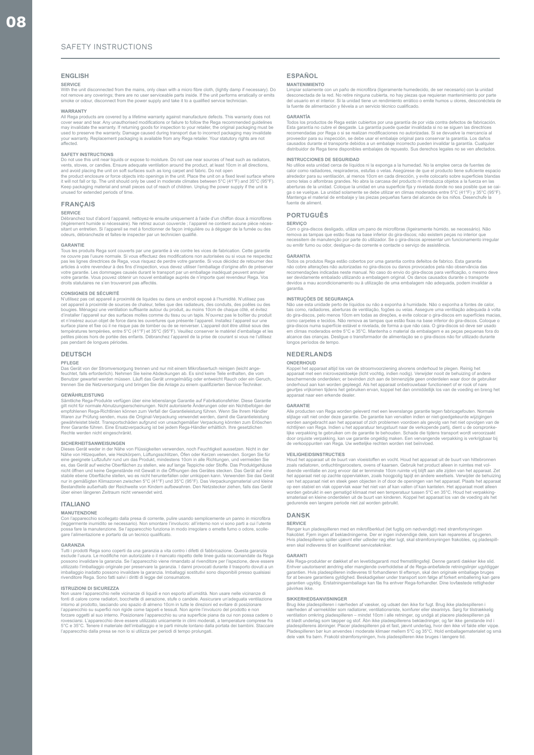# SAFETY INSTRUCTIONS

## ENGLISH

### SERVICE

With the unit disconnected from the mains, only clean with a micro fibre cloth, (lightly damp if necessary). Do not remove any coverings; there are no user serviceable parts inside. If the unit performs erratically or emits smoke or odour, disconnect from the power supply and take it to a qualified service technician.

### WARRANTY

All Rega products are covered by a lifetime warranty against manufacture defects. This warranty does not cover wear and tear. Any unauthorised modifications or failure to follow the Rega recommended guidelines may invalidate the warranty. If returning goods for inspection to your retailer, the original packaging must be used to preserve the warranty. Damage caused during transport due to incorrect packaging may invalidate your warranty. Replacement packaging is available from any Rega retailer. Your statutory rights are not affected.

### SAFETY INSTRUCTIONS

Do not use this unit near liquids or expose to moisture. Do not use near sources of heat such as radiators, vents, stoves, or candles. Ensure adequate ventilation around the product, at least 10cm in all directions, and avoid placing the unit on soft surfaces such as long carpet and fabric. Do not open the product enclosure or force objects into openings in the unit. Place the unit on a fixed level surface where it will not fall or tip. The unit should only be used in moderate climates between 5°C (41°F) and 35°C (95°F). Keep packaging material and small pieces out of reach of children. Unplug the power supply if the unit is unused for extended periods of time.

## FRANÇAIS

### SERVICE

Débranchez tout d'abord l'appareil, nettoyez-le ensuite uniquement à l'aide d'un chiffon doux à microfibres (légèrement humide si nécessaire). Ne retirez aucun couvercle ; l'appareil ne contient aucune pièce nécessitant un entretien. Si l'appareil se met à fonctionner de façon irrégulière ou à dégager de la fumée ou des odeurs, débranchez-le et faites-le inspecter par un technicien qualifié.

### GARANTIE

Tous les produits Rega sont couverts par une garantie à vie contre les vices de fabrication. Cette garantie ne couvre pas l'usure normale. Si vous effectuez des modifications non autorisées ou si vous ne respectez pas les lignes directrices de Rega, vous risquez de perdre votre garantie. Si vous décidez de retourner des articles à votre revendeur à des fins d'inspection, vous devez utiliser l'emballage d'origine afin de préserver votre garantie. Les dommages causés durant le transport par un emballage inadéquat peuvent annuler votre garantie. Vous pouvez obtenir un nouvel emballage auprès de n'importe quel revendeur Rega. Vos droits statutaires ne s'en trouveront pas affectés.

### CONSIGNES DE SÉCURITÉ

N'utilisez pas cet appareil à proximité de liquides ou dans un endroit exposé à l'humidité. N'utilisez pas cet appareil à proximité de sources de chaleur, telles que des radiateurs, des conduits, des poêles ou des bougies. Ménagez une ventilation suffisante autour du produit, au moins 10cm de chaque côté, et évitez d'installer l'appareil sur des surfaces molles comme du tissu ou un tapis. N'ouvrez pas le boîtier du produit et n'insérez aucun objet de force dans les ouvertures que présente l'appareil. Installez l'appareil sur une surface plane et fixe où il ne risque pas de tomber ou de se renverser. L'appareil doit être utilisé sous des températures tempérées, entre 5°C (41°F) et 35°C (95°F). Veuillez conserver le matériel d'emballage et les petites pièces hors de portée des enfants. Débranchez l'appareil de la prise de courant si vous ne l'utilisez pas pendant de longues périodes.

## DEUTSCH

### PFLEGE

Das Gerät von der Stromversorgung trennen und nur mit einem Mikrofasertuch reinigen (leicht angefeuchtet, falls erforderlich). Nehmen Sie keine Abdeckungen ab. Es sind keine Teile enthalten, die vom Benutzer gewartet werden müssen. Läuft das Gerät unregelmäßig oder entweicht Rauch oder ein Geruch, trennen Sie die Netzversorgung und bringen Sie die Anlage zu einem qualifizierten Service-Techniker.

### GEWÄHRLEISTUNG

Sämtliche Rega-Produkte verfügen über eine lebenslange Garantie auf Fabrikationsfehler. Diese Garantie gilt nicht für normale Abnutzungserscheinungen. Nicht autorisierte Änderungen oder ein Nichtbefolgen der empfohlenen Rega-Richtlinien können zum Verfall der Garantieleistung führen. Wenn Sie Ihrem Händler Waren zur Prüfung senden, muss die Original-Verpackung verwendet werden, damit die Garantieleistung gewährleistet bleibt. Transportschäden aufgrund von unsachgemäßer Verpackung könnten zum Erlöschen Ihrer Garantie führen. Eine Ersatzverpackung ist bei jedem Rega-Händler erhältlich. Ihre gesetzlichen Rechte werden nicht eingeschränkt.

### SICHERHEITSANWEISUNGEN

Dieses Gerät weder in der Nähe von Flüssigkeiten verwenden, noch Feuchtigkeit aussetzen. Nicht in der Nähe von Hitzequellen, wie Heizkörpern, Lüftungsschlitzen, Öfen oder Kerzen verwenden. Sorgen Sie für eine geeignete Luftzufuhr rund um das Produkt, mindestens 10cm in alle Richtungen, und vermeiden Sie es, das Gerät auf weiche Oberflächen zu stellen, wie auf lange Teppiche oder Stoffe. Das Produktgehäuse nicht öffnen und keine Gegenstände mit Gewalt in die Öffnungen des Gerätes stecken. Das Gerät auf eine stabile ebene Oberfläche stellen, wo es nicht herunterfallen oder umkippen kann. Verwenden Sie das Gerät nur in gemäßigten Klimazonen zwischen 5°C (41°F) und 35°C (95°F). Das Verpackungsmaterial und kleine Bestandteile außerhalb der Reichweite von Kindern aufbewahren. Den Netzstecker ziehen, falls das Gerät über einen längeren Zeitraum nicht verwendet wird.

## ITALIANO

### MANUTENZIONE

Con l'apparecchio scollegato dalla presa di corrente, pulire usando semplicemente un panno in microfibra (leggermente inumidito se necessario). Non smontare l'involucro: all'interno non vi sono parti a cui l'utente possa fare la manutenzione. Se l'apparecchio funziona in modo irregolare o emette fumo o odore, scollegare l'alimentazione e portarlo da un tecnico qualificato.

### GARANZIA

Tutti i prodotti Rega sono coperti da una garanzia a vita contro i difetti di fabbricazione. Questa garanzia esclude l'usura. Le modifiche non autorizzate o il mancato rispetto delle linee guida raccomandate da Rega possono invalidare la garanzia. Se l'apparecchio viene rimandato al rivenditore per l'ispezione, deve essere utilizzato l'imballaggio originale per preservare la garanzia. I danni provocati durante il trasporto dovuti a un imballaggio inadatto possono invalidare la garanzia. Imballaggi sostitutivi sono disponibili presso qualsiasi rivenditore Rega. Sono fatti salvi i diritti di legge del consumatore.

### ISTRUZIONI DI SICUREZZA

Non usare l'apparecchio nelle vicinanze di liquidi e non esporlo all'umidità. Non usare nelle vicinanze di fonti di calore come radiatori, bocchette di aerazione, stufe o candele. Assicurare un'adeguata ventilazione intorno al prodotto, lasciando uno spazio di almeno 10cm in tutte le direzioni ed evitare di posizionare l'apparecchio su superfici non rigide come tappeti e tessuti. Non aprire l'involucro del prodotto e non forzare oggetti al suo interno. Posizionare l'apparecchio su una superficie piana da cui non possa cadere o rovesciarsi. L'apparecchio deve essere utilizzato unicamente in climi moderati, a temperature comprese fra 5°C e 35°C. Tenere il materiale dell'imballaggio e le parti minute lontano dalla portata dei bambini. Staccare l'apparecchio dalla presa se non lo si utilizza per periodi di tempo prolungati.

## ESPAÑOL

### MANTENIMIENTO

Limpiar solamente con un paño de microfibra (ligeramente humedecido, de ser necesario) con la unidad desconectada de la red. No retire ninguna cubierta, no hay piezas que requieran mantenimiento por parte del usuario en el interior. Si la unidad tiene un rendimiento errático o emite humos u olores, desconéctela de la fuente de alimentación y llévela a un servicio técnico cualificado.

### GARANTÍA

Todos los productos de Rega están cubiertos por una garantía de por vida contra defectos de fabricación. Esta garantía no cubre el desgaste. La garantía puede quedar invalidada si no se siguen las directrices recomendadas por Rega o si se realizan modificaciones no autorizadas. Si se devuelve la mercancía al proveedor para su inspección, se debe usar el embalaje original para conservar la garantía. Los daños causados durante el transporte debidos a un embalaje incorrecto pueden invalidar la garantía. Cualquier distribuidor de Rega tiene disponibles embalajes de repuesto. Sus derechos legales no se ven afectados.

### INSTRUCCIONES DE SEGURIDAD

No utilice esta unidad cerca de líquidos ni la exponga a la humedad. No la emplee cerca de fuentes de calor como radiadores, respiraderos, estufas o velas. Asegúrese de que el producto tiene suficiente espacio alrededor para su ventilación, al menos 10cm en cada dirección, y evite colocarlo sobre superficies blandas como telas o alfombras grandes. No abra la carcasa del producto ni introduzca objetos a la fuerza en las aberturas de la unidad. Coloque la unidad en una superficie fija y nivelada donde no sea posible que se caiga o se vuelque. La unidad solamente se debe utilizar en climas moderados entre 5°C (41°F) y 35°C (95°F). Mantenga el material de embalaje y las piezas pequeñas fuera del alcance de los niños. Desenchufe la fuente de aliment.

## PORTUGUÊS

### SERVIÇO

Com o gira-discos desligado, utilize um pano de microfibras (ligeiramente húmido, se necessário). Não remova as tampas que estão fixas na base inferior do gira-discos; não existem peças no interior que necessitem de manutenção por parte do utilizador. Se o gira-discos apresentar um funcionamento irregular ou emitir fumo ou odor, desligue-o da corrente e contacte o serviço de assistência.

### GARANTIA

Todos os produtos Rega estão cobertos por uma garantia contra defeitos de fabrico. Esta garantia não cobre alterações não autorizadas no gira-discos ou danos provocados pela não observância das recomendações indicadas neste manual. No caso do envio do gira-discos para verificação, o mesmo deve ser devidamente embalado utilizando a embalagem original. Os danos causados durante o transporte devidos a mau acondicionamento ou à utilização de uma embalagem não adequada, podem invalidar a garantia.

### INSTRUÇÕES DE SEGURANÇA

Não use esta unidade perto de líquidos ou não a exponha à humidade. Não o exponha a fontes de calor, tais como, radiadores, aberturas de ventilação, fogões ou velas. Assegure uma ventilação adequada à volta do gira-discos, pelo menos 10cm em todas as direções, e evite colocar o gira-discos em superfícies macias, como carpetes e tecidos. Não remova as tampas que estão fixas na base inferior do gira-discos. Coloque o gira-discos numa superfície estável e nivelada, de forma a que não caia. O gira-discos só deve ser usado em climas moderados entre 5°C e 35°C. Mantenha o material da embalagem e as peças pequenas fora do alcance das crianças. Desligue o transformador de alimentação se o gira-discos não for utilizado durante longos períodos de tempo.

## NEDERLANDS

### ONDERHOUD

Koppel het apparaat altijd los van de stroomvoorziening alvorens onderhoud te plegen. Reinig het apparaat met een microvezeldoekje (licht vochtig, indien nodig). Verwijder nooit de behuizing of andere beschermende onderdelen; er bevinden zich aan de binnenzijde geen onderdelen waar door de gebruiker onderhoud aan kan worden gepleegd. Als het apparaat onbetrouwbaar functioneert of er rook of nare geurtjes vrijkomen tijdens het gebruiken ervan, koppel het dan onmiddellijk los van de voeding en breng het apparaat naar een erkende dealer.

### GARANTIE

Alle producten van Rega worden geleverd met een levenslange garantie tegen fabricagefouten. Normale slijtage valt niet onder deze garantie. De garantie kan vervallen indien er niet-goedgekeurde wijzigingen worden aangebracht aan het apparaat of zich problemen voordoen als gevolg van het niet opvolgen van de richtlijnen van Rega. Indien u het apparatuur terugstuurt naar de verkopende partij, dient u de oorspronkelijke verpakking te gebruiken om de garantie te behouden. Schade die tijdens transport wordt veroorzaakt door onjuiste verpakking, kan uw garantie ongeldig maken. Een vervangende verpakking is verkrijgbaar bij de verkooppunten van Rega. Uw wettelijke rechten worden niet beïnvloed.

### VEILIGHEIDSINSTRUCTIES

Houd het apparaat uit de buurt van vloeistoffen en vocht. Houd het apparaat uit de buurt van hittebronnen zoals radiatoren, ontluchtingsroosters, ovens of kaarsen. Gebruik het product alleen in ruimtes met voldoende ventilatie en zorg ervoor dat er tenminste 10cm ruimte vrij blijft aan alle zijden van het apparaat. Zet het apparaat niet op zachte oppervlakken, zoals hoogpolig tapijt en andere weefsels. Verwijder de behuizing van het apparaat niet en steek geen objecten in of door de openingen van het apparaat. Plaats het apparaat op een stabiel en vlak oppervlak waar het niet van af kan vallen of kan kantelen. Het apparaat moet alleen worden gebruikt in een gematigd klimaat met een temperatuur tussen 5°C en 35°C. Houd het verpakkingsmateriaal en kleine onderdelen uit de buurt van kinderen. Koppel het apparaat los van de voeding als het gedurende een langere periode niet zal worden gebruikt.

## DANSK

### SERVICE

Rengør kun pladespilleren med en mikrofiberklud (let fugtig om nødvendigt) med strømforsyningen frakoblet. Fjern ingen af beklædningerne. Der er ingen indvendige dele, som kan repareres af brugeren. Hvis pladespilleren spiller ujævnt eller udleder røg eller lugt, skal strømforsyningen frakobles, og pladespilleren skal indleveres til en kvalificeret servicetekniker.

### GARANTI

Alle Rega-produkter er dækket af en levetidsgaranti mod fremstillingsfejl. Denne garanti dækker ikke slid. Enhver uautoriseret ændring eller manglende overholdelse af de Rega-anbefalede retningslinjer ugyldiggør garantien. Hvis pladespilleren indleveres til forhandleren til eftersyn, skal den originale emballage bruges for at bevare garantiens gyldighed. Beskadigelser under transport som følge af forkert emballering kan gøre garantien ugyldig. Erstatningsemballage kan fås fra enhver Rega-forhandler. Dine lovfæstede rettigheder påvirkes ikke.

### SIKKERHEDSANVISNINGER

Brug ikke pladespilleren i nærheden af væsker, og udsæt den ikke for fugt. Brug ikke pladespilleren i nærheden af varmekilder som radiatorer, ventilationsriste, komfurer eller stearinlys. Sørg for tilstrækkelig ventilation omkring pladespilleren – mindst 10cm i alle retninger, og undgå at placere pladespilleren på et blødt underlag som tæpper og stof. Åbn ikke pladespillerens beklædninger, og før ikke genstande ind i pladespillerens åbninger. Placer pladespilleren på et fast, jævnt underlag, hvor den ikke vil falde eller vippe. Pladespilleren bør kun anvendes i moderate klimaer mellem 5°C og 35°C. Hold emballagematerialet og små dele væk fra børn. Frakobl strømforsyningen, hvis pladespilleren ikke bruges i længere tid.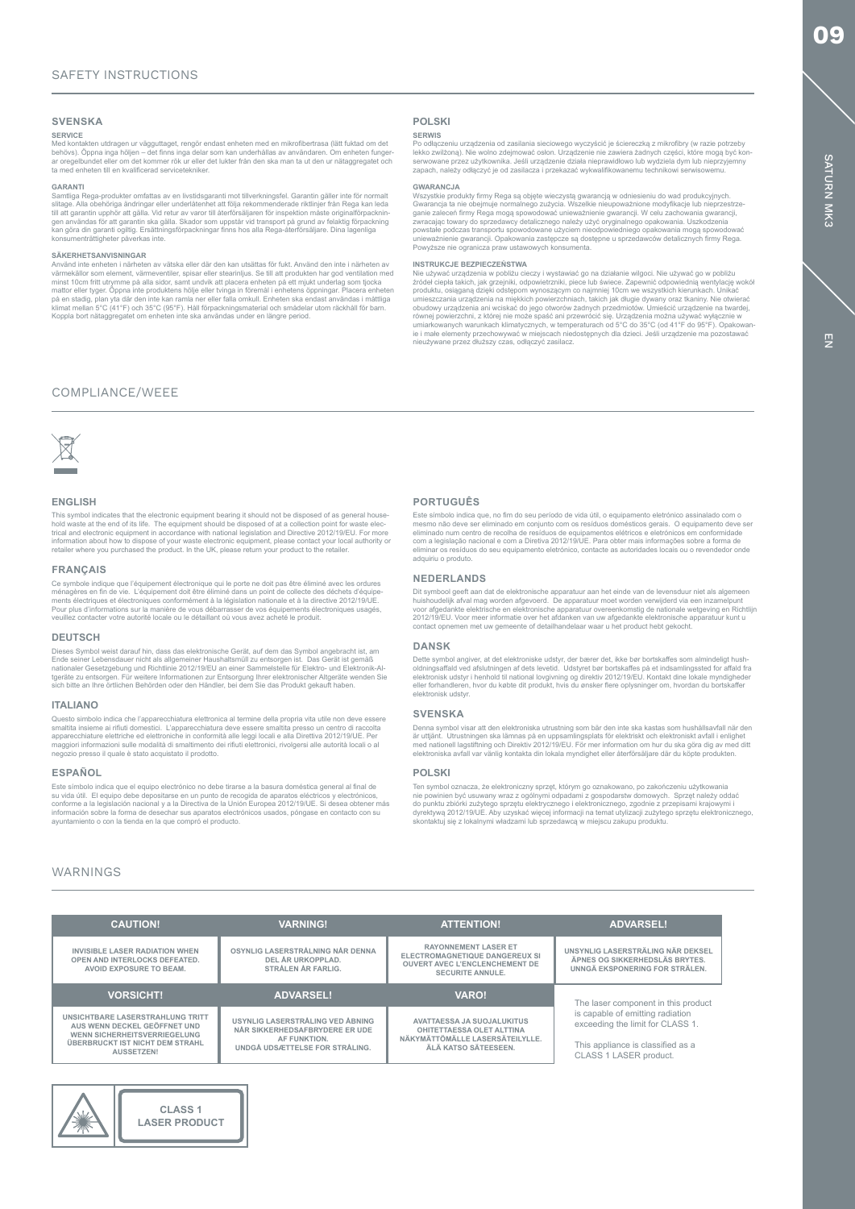## SAFETY INSTRUCTIONS

### SVENSKA

**SERVICE**
Med kontakten utdragen ur vägguttaget, rengör endast enheten med en mikrofibertrasa (lätt fuktad om det behövs). Öppna inga höljen – det finns inga delar som kan underhållas av användaren. Om enheten fungerar oregelbundet eller om det kommer rök ur eller det lukter från den ska man ta ut den ur nätaggregatet och ta med enheten till en kvalificerad servicetekniker.

**GARANTI**
Samtliga Rega-produkter omfattas av en livstidsgaranti mot tillverkningsfel. Garantin gäller inte för normalt slitage. Alla obehöriga ändringar eller underlåtenhet att följa rekommenderade riktlinjer från Rega kan leda till att garantin upphör att gälla. Vid retur av varor till återförsäljaren för inspektion måste originalförpackningen användas för att garantin ska gälla. Skador som uppstår vid transport på grund av felaktig förpackning kan göra din garanti ogiltig. Ersättningsförpackningar finns hos alla Rega-återförsäljare. Dina lagenliga konsumenträttigheter påverkas inte.

**SÄKERHETSANVISNINGAR**
Använd inte enheten i närheten av vätska eller där den kan utsättas för fukt. Använd den inte i närheten av värmekällor som element, värmeventiler, spisar eller stearinljus. Se till att produkten har god ventilation med minst 10cm fritt utrymme på alla sidor, samt undvik att placera enheten på ett mjukt underlag som tjocka mattor eller tyger. Öppna inte produktens hölje eller tvinga in föremål i enhetens öppningar. Placera enheten på en stadig, plan yta där den inte kan ramla ner eller falla omkull. Enheten ska endast användas i måttliga klimat mellan 5°C (41°F) och 35°C (95°F). Håll förpackningsmaterial och smådelar utom räckhåll för barn. Koppla bort nätaggregatet om enheten inte ska användas under en längre period.

### POLSKI

**SERWIS**
Po odłączeniu urządzenia od zasilania sieciowego wyczyścić je ściereczką z mikrofibry (w razie potrzeby lekko zwilżoną). Nie wolno zdejmować osłon. Urządzenie nie zawiera żadnych części, które mogą być konserwowane przez użytkownika. Jeśli urządzenie działa nieprawidłowo lub wydziela dym lub nieprzyjemny zapach, należy odłączyć je od zasilacza i przekazać wykwalifikowanemu technikowi serwisowemu.

**GWARANCJA**
Wszystkie produkty firmy Rega są objęte wieczystą gwarancją w odniesieniu do wad produkcyjnych. Gwarancja ta nie obejmuje normalnego zużycia. Wszelkie nieupoważnione modyfikacje lub nieprzestrzeganie zaleceń firmy Rega mogą spowodować unieważnienie gwarancji. W celu zachowania gwarancji, zwracając towary do sprzedawcy detalicznego należy użyć oryginalnego opakowania. Uszkodzenia powstałe podczas transportu spowodowane użyciem nieodpowiedniego opakowania mogą spowodować unieważnienie gwarancji. Opakowania zastępcze są dostępne u sprzedawców detalicznych firmy Rega. Powyższe nie ogranicza praw ustawowych konsumenta.

**INSTRUKCJE BEZPIECZEŃSTWA**
Nie używać urządzenia w pobliżu cieczy i wystawiać go na działanie wilgoci. Nie używać go w pobliżu źródeł ciepła takich, jak grzejniki, odpowietrzniki, piece lub świece. Zapewnić odpowiednią wentylację wokół produktu, osiąganą dzięki odstępom wynoszącym co najmniej 10cm we wszystkich kierunkach. Unikać umieszczania urządzenia na miękkich powierzchniach, takich jak długie dywany oraz tkaniny. Nie otwierać obudowy urządzenia ani wciskać do jego otworów żadnych przedmiotów. Umieścić urządzenie na twardej, równej powierzchni, z której nie może spaść ani przewrócić się. Urządzenia można używać wyłącznie w umiarkowanych warunkach klimatycznych, w temperaturach od 5°C do 35°C (od 41°F do 95°F). Opakowanie i małe elementy przechowywać w miejscach niedostępnych dla dzieci. Jeśli urządzenie ma pozostawać nieużywane przez dłuższy czas, odłączyć zasilacz.

## COMPLIANCE/WEEE

### ENGLISH
This symbol indicates that the electronic equipment bearing it should not be disposed of as general household waste at the end of its life. The equipment should be disposed of at a collection point for waste electrical and electronic equipment in accordance with national legislation and Directive 2012/19/EU. For more information about how to dispose of your waste electronic equipment, please contact your local authority or retailer where you purchased the product. In the UK, please return your product to the retailer.

### FRANÇAIS
Ce symbole indique que l'équipement électronique qui le porte ne doit pas être éliminé avec les ordures ménagères en fin de vie. L'équipement doit être éliminé dans un point de collecte des déchets d'équipements électriques et électroniques conformément à la législation nationale et à la directive 2012/19/UE. Pour plus d'informations sur la manière de vous débarrasser de vos équipements électroniques usagés, veuillez contacter votre autorité locale ou le détaillant où vous avez acheté le produit.

### DEUTSCH
Dieses Symbol weist darauf hin, dass das elektronische Gerät, auf dem das Symbol angebracht ist, am Ende seiner Lebensdauer nicht als allgemeiner Haushaltsmüll zu entsorgen ist. Das Gerät ist gemäß nationaler Gesetzgebung und Richtlinie 2012/19/EU an einer Sammelstelle für Elektro- und Elektronik-Altgeräte zu entsorgen. Für weitere Informationen zur Entsorgung Ihrer elektronischer Altgeräte wenden Sie sich bitte an Ihre örtlichen Behörden oder den Händler, bei dem Sie das Produkt gekauft haben.

### ITALIANO
Questo simbolo indica che l'apparecchiatura elettronica al termine della propria vita utile non deve essere smaltita insieme ai rifiuti domestici. L'apparecchiatura deve essere smaltita presso un centro di raccolta apparecchiature elettriche ed elettroniche in conformità alle leggi locali e alla Direttiva 2012/19/UE. Per maggiori informazioni sulle modalità di smaltimento dei rifiuti elettronici, rivolgersi alle autorità locali o al negozio presso il quale è stato acquistato il prodotto.

### ESPAÑOL
Este símbolo indica que el equipo electrónico no debe tirarse a la basura doméstica general al final de su vida útil. El equipo debe depositarse en un punto de recogida de aparatos eléctricos y electrónicos, conforme a la legislación nacional y a la Directiva de la Unión Europea 2012/19/UE. Si desea obtener más información sobre la forma de desechar sus aparatos electrónicos usados, póngase en contacto con su ayuntamiento o con la tienda en la que compró el producto.

### PORTUGUÊS
Este símbolo indica que, no fim do seu período de vida útil, o equipamento eletrónico assinalado com o mesmo não deve ser eliminado em conjunto com os resíduos domésticos gerais. O equipamento deve ser eliminado num centro de recolha de resíduos de equipamentos elétricos e eletrónicos em conformidade com a legislação nacional e com a Diretiva 2012/19/UE. Para obter mais informações sobre a forma de eliminar os resíduos do seu equipamento eletrónico, contacte as autoridades locais ou o revendedor onde adquiriu o produto.

### NEDERLANDS
Dit symbool geeft aan dat de elektronische apparatuur aan het einde van de levensduur niet als algemeen huishoudelijk afval mag worden afgevoerd. De apparatuur moet worden verwijderd via een inzamelpunt voor afgedankte elektrische en elektronische apparatuur overeenkomstig de nationale wetgeving en Richtlijn 2012/19/EU. Voor meer informatie over het afdanken van uw afgedankte elektronische apparatuur kunt u contact opnemen met uw gemeente of detailhandelaar waar u het product hebt gekocht.

### DANSK
Dette symbol angiver, at det elektroniske udstyr, der bærer det, ikke bør bortskaffes som almindeligt husholdningsaffald ved afslutningen af dets levetid. Udstyret bør bortskaffes på et indsamlingssted for affald fra elektronisk udstyr i henhold til national lovgivning og direktiv 2012/19/EU. Kontakt dine lokale myndigheder eller forhandleren, hvor du købte dit produkt, hvis du ønsker flere oplysninger om, hvordan du bortskaffer elektronisk udstyr.

### SVENSKA
Denna symbol visar att den elektroniska utrustning som bär den inte ska kastas som hushållsavfall när den är uttjänt. Utrustningen ska lämnas på en uppsamlingsplats för elektriskt och elektroniskt avfall i enlighet med nationell lagstiftning och Direktiv 2012/19/EU. För mer information om hur du ska göra dig av med ditt elektroniska avfall var vänlig kontakta din lokala myndighet eller återförsäljare där du köpte produkten.

### POLSKI
Ten symbol oznacza, że elektroniczny sprzęt, którym go oznakowano, po zakończeniu użytkowania nie powinien być usuwany wraz z ogólnymi odpadami z gospodarstw domowych. Sprzęt należy oddać do punktu zbiórki zużytego sprzętu elektrycznego i elektronicznego, zgodnie z przepisami krajowymi i dyrektywą 2012/19/UE. Aby uzyskać więcej informacji na temat utylizacji zużytego sprzętu elektronicznego, skontaktuj się z lokalnymi władzami lub sprzedawcą w miejscu zakupu produktu.

## WARNINGS

| CAUTION! | VARNING! | ATTENTION! | ADVARSEL! |
|---|---|---|---|
| INVISIBLE LASER RADIATION WHEN OPEN AND INTERLOCKS DEFEATED. AVOID EXPOSURE TO BEAM. | OSYNLIG LASERSTRÅLNING NÄR DENNA DEL ÄR URKOPPLAD. STRÅLEN ÄR FARLIG. | RAYONNEMENT LASER ET ELECTROMAGNETIQUE DANGEREUX SI OUVERT AVEC L'ENCLENCHEMENT DE SECURITE ANNULE. | UNSYNLIG LASERSTRÅLING NÅR DEKSEL ÅPNES OG SIKKERHEDSLÅS BRYTES. UNNGÅ EKSPONERING FOR STRÅLEN. |
| **VORSICHT!** | **ADVARSEL!** | **VARO!** | |
| UNSICHTBARE LASERSTRAHLUNG TRITT AUS WENN DECKEL GEÖFFNET UND WENN SICHERHEITSVERRIEGELUNG ÜBERBRUCKT IST NICHT DEM STRAHL AUSSETZEN! | USYNLIG LASERSTRÅLING VED ÅBNING NÅR SIKKERHEDSAFBRYDERE ER UDE AF FUNKTION. UNDGÅ UDSÆTTELSE FOR STRÅLING. | AVATTAESSA JA SUOJALUKITUS OHITETTAESSA OLET ALTTINA NÄKYMÄTTÖMÄLLE LASERSÄTEILYLLE. ÄLÄ KATSO SÄTEESEEN. | The laser component in this product is capable of emitting radiation exceeding the limit for CLASS 1. This appliance is classified as a CLASS 1 LASER product. |

**CLASS 1 LASER PRODUCT**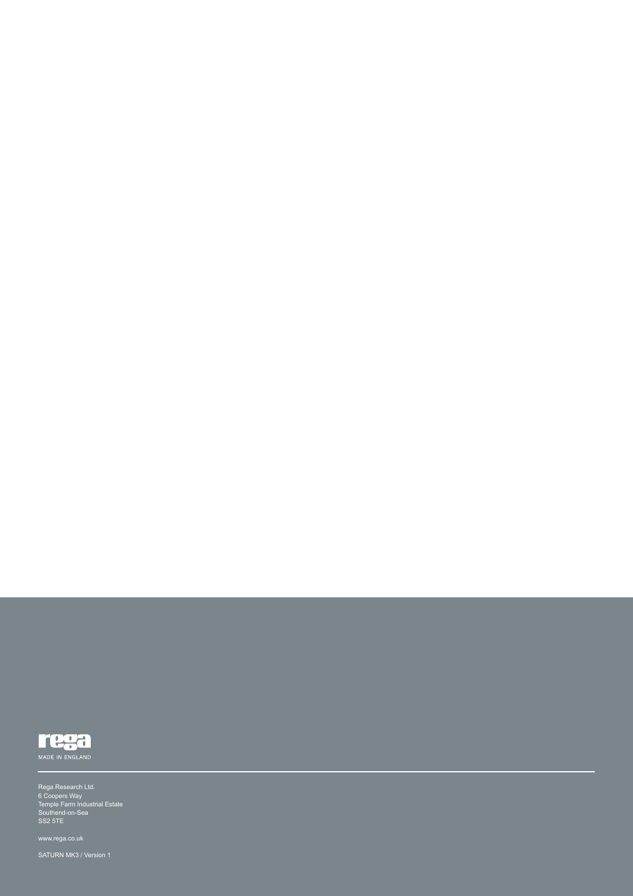rega

MADE IN ENGLAND

---

Rega Research Ltd.
6 Coopers Way
Temple Farm Industrial Estate
Southend-on-Sea
SS2 5TE

www.rega.co.uk

SATURN MK3 / Version 1